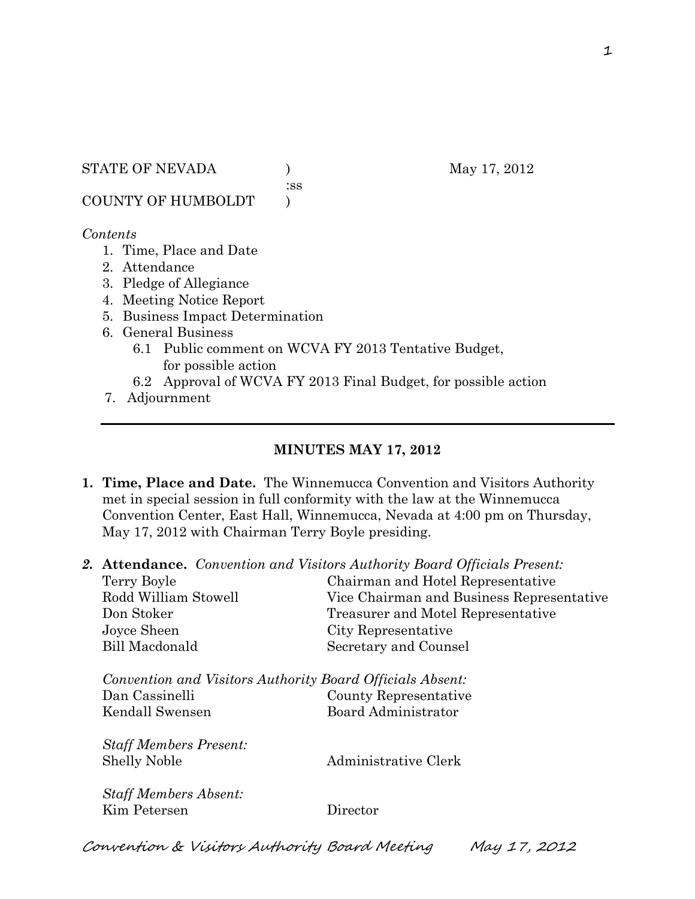STATE OF NEVADA ) May 17, 2012
:ss
COUNTY OF HUMBOLDT )

*Contents*

1. Time, Place and Date
2. Attendance
3. Pledge of Allegiance
4. Meeting Notice Report
5. Business Impact Determination
6. General Business
   - 6.1 Public comment on WCVA FY 2013 Tentative Budget, for possible action
   - 6.2 Approval of WCVA FY 2013 Final Budget, for possible action
7. Adjournment

---

## MINUTES MAY 17, 2012

1. **Time, Place and Date.** The Winnemucca Convention and Visitors Authority met in special session in full conformity with the law at the Winnemucca Convention Center, East Hall, Winnemucca, Nevada at 4:00 pm on Thursday, May 17, 2012 with Chairman Terry Boyle presiding.

2. **Attendance.** *Convention and Visitors Authority Board Officials Present:*

| | |
|---|---|
| Terry Boyle | Chairman and Hotel Representative |
| Rodd William Stowell | Vice Chairman and Business Representative |
| Don Stoker | Treasurer and Motel Representative |
| Joyce Sheen | City Representative |
| Bill Macdonald | Secretary and Counsel |

*Convention and Visitors Authority Board Officials Absent:*

| | |
|---|---|
| Dan Cassinelli | County Representative |
| Kendall Swensen | Board Administrator |

*Staff Members Present:*

| | |
|---|---|
| Shelly Noble | Administrative Clerk |

*Staff Members Absent:*

| | |
|---|---|
| Kim Petersen | Director |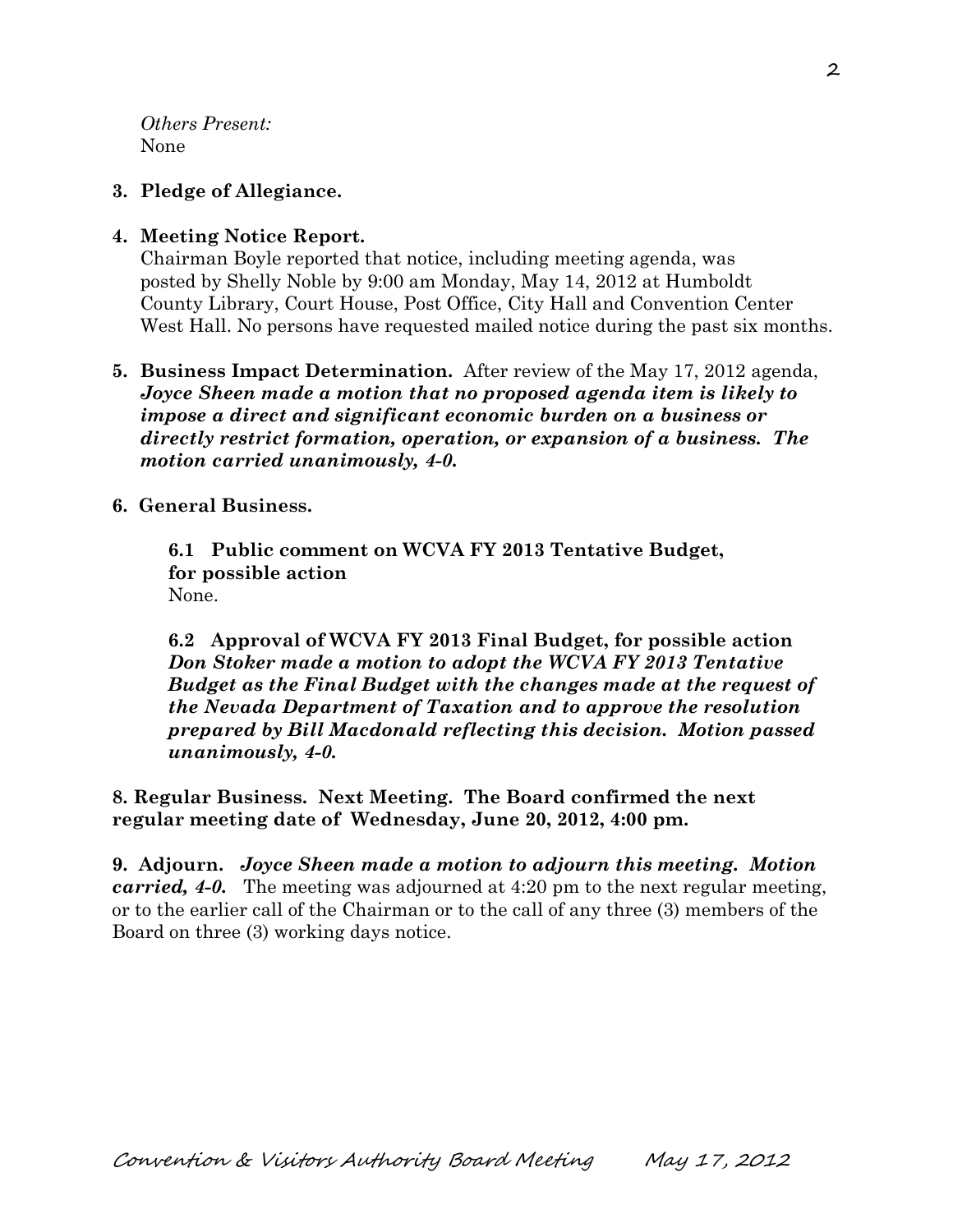*Others Present:*
None

**3. Pledge of Allegiance.**

**4. Meeting Notice Report.**
Chairman Boyle reported that notice, including meeting agenda, was posted by Shelly Noble by 9:00 am Monday, May 14, 2012 at Humboldt County Library, Court House, Post Office, City Hall and Convention Center West Hall. No persons have requested mailed notice during the past six months.

**5. Business Impact Determination.** After review of the May 17, 2012 agenda, ***Joyce Sheen made a motion that no proposed agenda item is likely to impose a direct and significant economic burden on a business or directly restrict formation, operation, or expansion of a business. The motion carried unanimously, 4-0.***

**6. General Business.**

**6.1 Public comment on WCVA FY 2013 Tentative Budget, for possible action**
None.

**6.2 Approval of WCVA FY 2013 Final Budget, for possible action**
***Don Stoker made a motion to adopt the WCVA FY 2013 Tentative Budget as the Final Budget with the changes made at the request of the Nevada Department of Taxation and to approve the resolution prepared by Bill Macdonald reflecting this decision. Motion passed unanimously, 4-0.***

**8. Regular Business. Next Meeting. The Board confirmed the next regular meeting date of Wednesday, June 20, 2012, 4:00 pm.**

**9. Adjourn.** ***Joyce Sheen made a motion to adjourn this meeting. Motion carried, 4-0.*** The meeting was adjourned at 4:20 pm to the next regular meeting, or to the earlier call of the Chairman or to the call of any three (3) members of the Board on three (3) working days notice.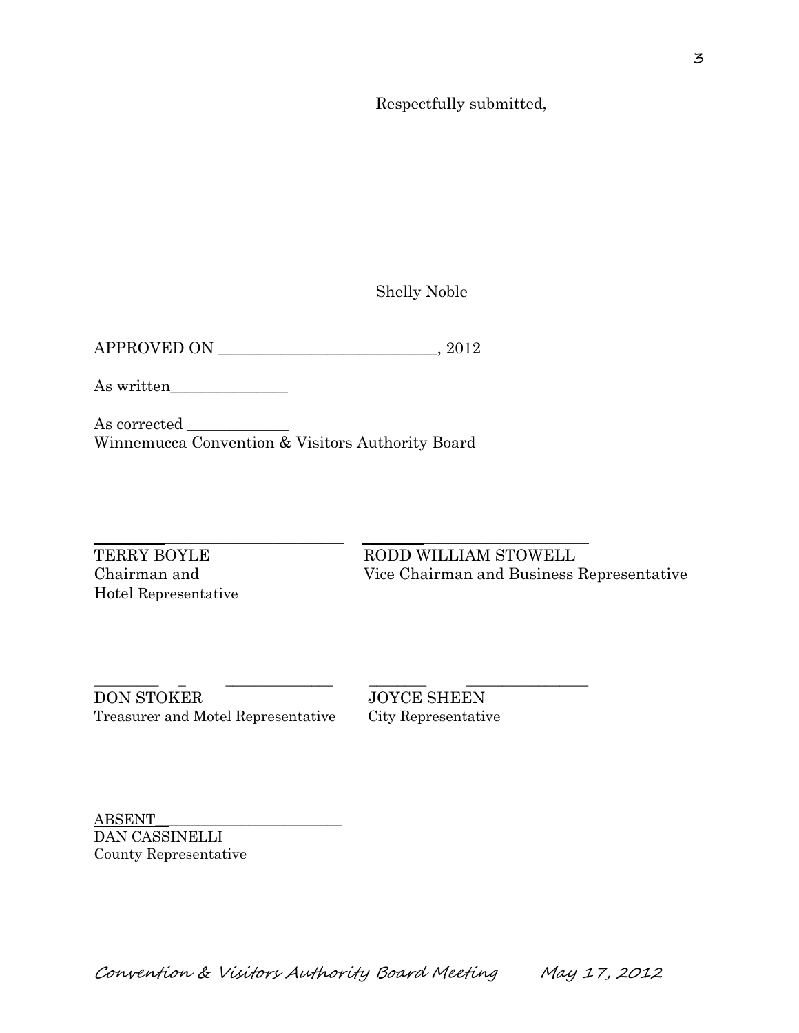Respectfully submitted,

Shelly Noble

APPROVED ON ____________________________, 2012

As written_______________

As corrected _____________
Winnemucca Convention & Visitors Authority Board

________________________________
TERRY BOYLE
Chairman and
Hotel Representative

________________________________
RODD WILLIAM STOWELL
Vice Chairman and Business Representative

________________________________
DON STOKER
Treasurer and Motel Representative

________________________________
JOYCE SHEEN
City Representative

ABSENT__________________________
DAN CASSINELLI
County Representative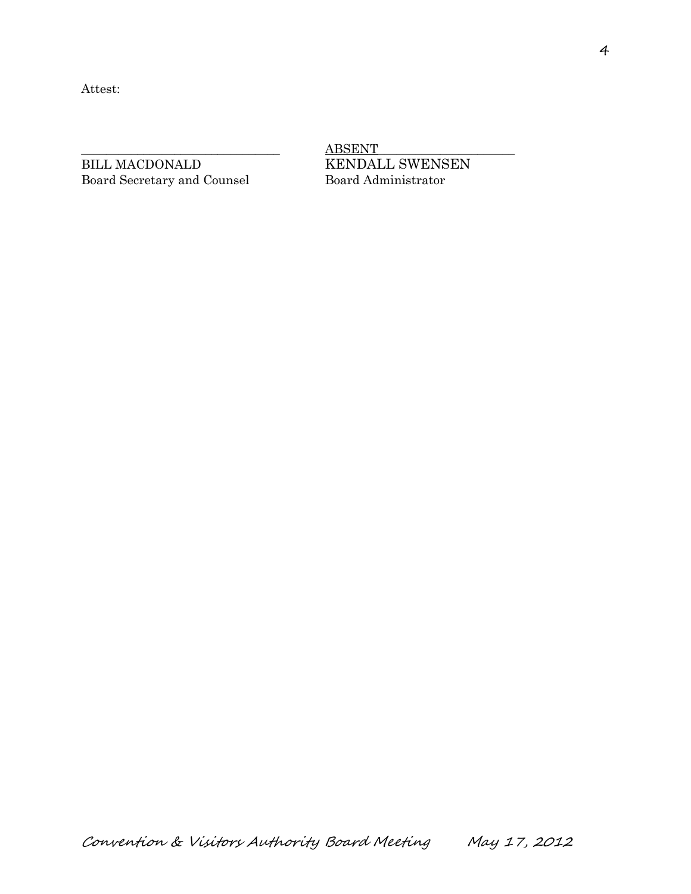Attest:

| | |
|---|---|
| _______________________________ | ABSENT_______________________ |
| BILL MACDONALD | KENDALL SWENSEN |
| Board Secretary and Counsel | Board Administrator |